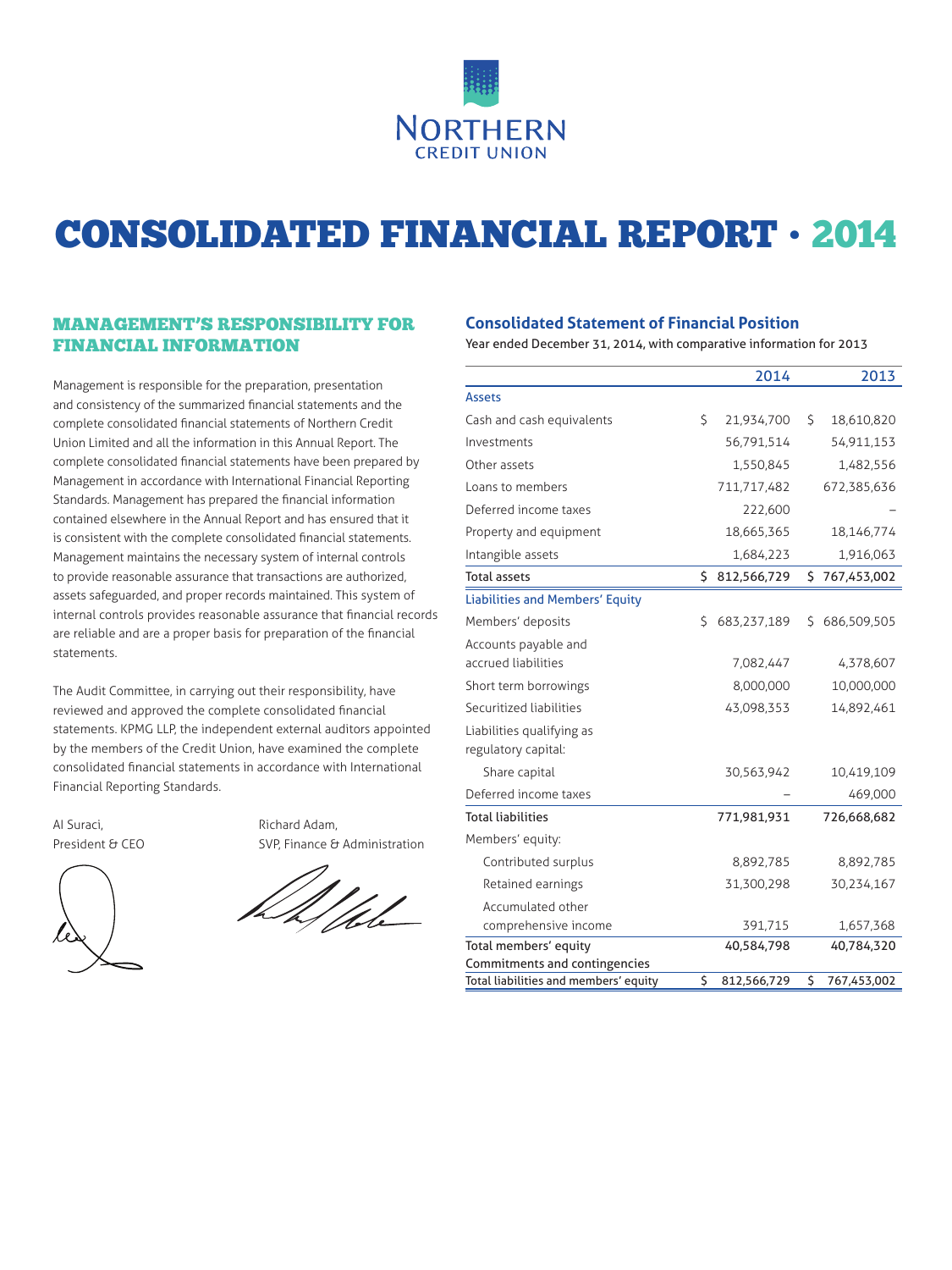Northern Credit Union

# CONSOLIDATED FINANCIAL REPORT · 2014

## MANAGEMENT'S RESPONSIBILITY FOR FINANCIAL INFORMATION

Management is responsible for the preparation, presentation and consistency of the summarized financial statements and the complete consolidated financial statements of Northern Credit Union Limited and all the information in this Annual Report. The complete consolidated financial statements have been prepared by Management in accordance with International Financial Reporting Standards. Management has prepared the financial information contained elsewhere in the Annual Report and has ensured that it is consistent with the complete consolidated financial statements. Management maintains the necessary system of internal controls to provide reasonable assurance that transactions are authorized, assets safeguarded, and proper records maintained. This system of internal controls provides reasonable assurance that financial records are reliable and are a proper basis for preparation of the financial statements.

The Audit Committee, in carrying out their responsibility, have reviewed and approved the complete consolidated financial statements. KPMG LLP, the independent external auditors appointed by the members of the Credit Union, have examined the complete consolidated financial statements in accordance with International Financial Reporting Standards.

Al Suraci,
President & CEO

Richard Adam,
SVP, Finance & Administration

## Consolidated Statement of Financial Position

Year ended December 31, 2014, with comparative information for 2013

| | 2014 | 2013 |
|---|---|---|
| **Assets** | | |
| Cash and cash equivalents | $ 21,934,700 | $ 18,610,820 |
| Investments | 56,791,514 | 54,911,153 |
| Other assets | 1,550,845 | 1,482,556 |
| Loans to members | 711,717,482 | 672,385,636 |
| Deferred income taxes | 222,600 | – |
| Property and equipment | 18,665,365 | 18,146,774 |
| Intangible assets | 1,684,223 | 1,916,063 |
| Total assets | $ 812,566,729 | $ 767,453,002 |
| **Liabilities and Members' Equity** | | |
| Members' deposits | $ 683,237,189 | $ 686,509,505 |
| Accounts payable and accrued liabilities | 7,082,447 | 4,378,607 |
| Short term borrowings | 8,000,000 | 10,000,000 |
| Securitized liabilities | 43,098,353 | 14,892,461 |
| Liabilities qualifying as regulatory capital: | | |
| Share capital | 30,563,942 | 10,419,109 |
| Deferred income taxes | – | 469,000 |
| Total liabilities | 771,981,931 | 726,668,682 |
| Members' equity: | | |
| Contributed surplus | 8,892,785 | 8,892,785 |
| Retained earnings | 31,300,298 | 30,234,167 |
| Accumulated other comprehensive income | 391,715 | 1,657,368 |
| Total members' equity | 40,584,798 | 40,784,320 |
| Commitments and contingencies | | |
| Total liabilities and members' equity | $ 812,566,729 | $ 767,453,002 |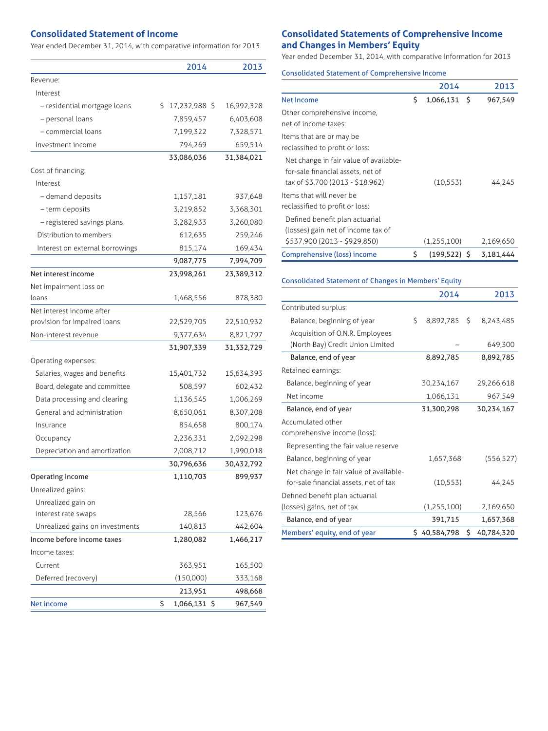## Consolidated Statement of Income

Year ended December 31, 2014, with comparative information for 2013

| | 2014 | 2013 |
|---|---|---|
| Revenue: | | |
| Interest | | |
| – residential mortgage loans | $ 17,232,988 | $ 16,992,328 |
| – personal loans | 7,859,457 | 6,403,608 |
| – commercial loans | 7,199,322 | 7,328,571 |
| Investment income | 794,269 | 659,514 |
| | **33,086,036** | **31,384,021** |
| Cost of financing: | | |
| Interest | | |
| – demand deposits | 1,157,181 | 937,648 |
| – term deposits | 3,219,852 | 3,368,301 |
| – registered savings plans | 3,282,933 | 3,260,080 |
| Distribution to members | 612,635 | 259,246 |
| Interest on external borrowings | 815,174 | 169,434 |
| | **9,087,775** | **7,994,709** |
| **Net interest income** | **23,998,261** | **23,389,312** |
| Net impairment loss on loans | 1,468,556 | 878,380 |
| Net interest income after provision for impaired loans | 22,529,705 | 22,510,932 |
| Non-interest revenue | 9,377,634 | 8,821,797 |
| | **31,907,339** | **31,332,729** |
| Operating expenses: | | |
| Salaries, wages and benefits | 15,401,732 | 15,634,393 |
| Board, delegate and committee | 508,597 | 602,432 |
| Data processing and clearing | 1,136,545 | 1,006,269 |
| General and administration | 8,650,061 | 8,307,208 |
| Insurance | 854,658 | 800,174 |
| Occupancy | 2,236,331 | 2,092,298 |
| Depreciation and amortization | 2,008,712 | 1,990,018 |
| | **30,796,636** | **30,432,792** |
| **Operating income** | **1,110,703** | **899,937** |
| Unrealized gains: | | |
| Unrealized gain on interest rate swaps | 28,566 | 123,676 |
| Unrealized gains on investments | 140,813 | 442,604 |
| **Income before income taxes** | **1,280,082** | **1,466,217** |
| Income taxes: | | |
| Current | 363,951 | 165,500 |
| Deferred (recovery) | (150,000) | 333,168 |
| | **213,951** | **498,668** |
| **Net income** | **$ 1,066,131** | **$ 967,549** |

## Consolidated Statements of Comprehensive Income and Changes in Members' Equity

Year ended December 31, 2014, with comparative information for 2013

### Consolidated Statement of Comprehensive Income

| | 2014 | 2013 |
|---|---|---|
| **Net Income** | **$ 1,066,131** | **$ 967,549** |
| Other comprehensive income, net of income taxes: | | |
| Items that are or may be reclassified to profit or loss: | | |
| Net change in fair value of available-for-sale financial assets, net of tax of $3,700 (2013 - $18,962) | (10,553) | 44,245 |
| Items that will never be reclassified to profit or loss: | | |
| Defined benefit plan actuarial (losses) gain net of income tax of $537,900 (2013 - $929,850) | (1,255,100) | 2,169,650 |
| **Comprehensive (loss) income** | **$ (199,522)** | **$ 3,181,444** |

### Consolidated Statement of Changes in Members' Equity

| | 2014 | 2013 |
|---|---|---|
| Contributed surplus: | | |
| Balance, beginning of year | $ 8,892,785 | $ 8,243,485 |
| Acquisition of O.N.R. Employees (North Bay) Credit Union Limited | – | 649,300 |
| **Balance, end of year** | **8,892,785** | **8,892,785** |
| Retained earnings: | | |
| Balance, beginning of year | 30,234,167 | 29,266,618 |
| Net income | 1,066,131 | 967,549 |
| **Balance, end of year** | **31,300,298** | **30,234,167** |
| Accumulated other comprehensive income (loss): | | |
| Representing the fair value reserve | | |
| Balance, beginning of year | 1,657,368 | (556,527) |
| Net change in fair value of available-for-sale financial assets, net of tax | (10,553) | 44,245 |
| Defined benefit plan actuarial (losses) gains, net of tax | (1,255,100) | 2,169,650 |
| **Balance, end of year** | **391,715** | **1,657,368** |
| **Members' equity, end of year** | **$ 40,584,798** | **$ 40,784,320** |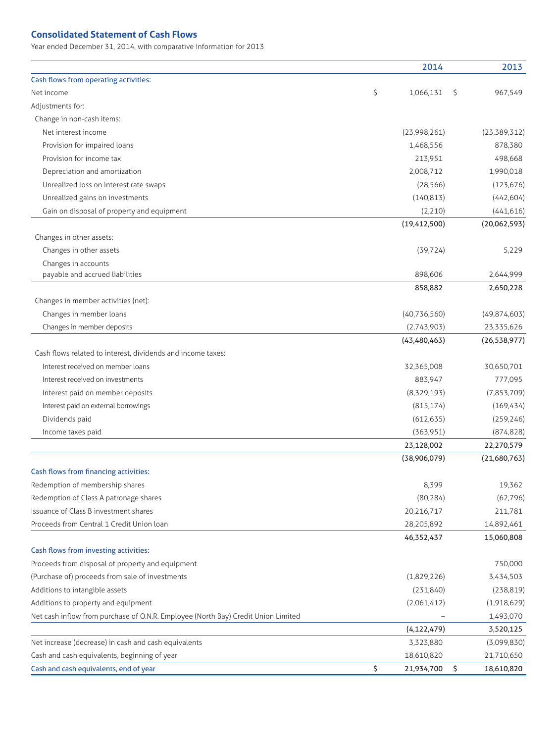## Consolidated Statement of Cash Flows

Year ended December 31, 2014, with comparative information for 2013

| | 2014 | 2013 |
|---|---|---|
| **Cash flows from operating activities:** | | |
| Net income | $ 1,066,131 | $ 967,549 |
| Adjustments for: | | |
| Change in non-cash items: | | |
| Net interest income | (23,998,261) | (23,389,312) |
| Provision for impaired loans | 1,468,556 | 878,380 |
| Provision for income tax | 213,951 | 498,668 |
| Depreciation and amortization | 2,008,712 | 1,990,018 |
| Unrealized loss on interest rate swaps | (28,566) | (123,676) |
| Unrealized gains on investments | (140,813) | (442,604) |
| Gain on disposal of property and equipment | (2,210) | (441,616) |
| | **(19,412,500)** | **(20,062,593)** |
| Changes in other assets: | | |
| Changes in other assets | (39,724) | 5,229 |
| Changes in accounts payable and accrued liabilities | 898,606 | 2,644,999 |
| | **858,882** | **2,650,228** |
| Changes in member activities (net): | | |
| Changes in member loans | (40,736,560) | (49,874,603) |
| Changes in member deposits | (2,743,903) | 23,335,626 |
| | **(43,480,463)** | **(26,538,977)** |
| Cash flows related to interest, dividends and income taxes: | | |
| Interest received on member loans | 32,365,008 | 30,650,701 |
| Interest received on investments | 883,947 | 777,095 |
| Interest paid on member deposits | (8,329,193) | (7,853,709) |
| Interest paid on external borrowings | (815,174) | (169,434) |
| Dividends paid | (612,635) | (259,246) |
| Income taxes paid | (363,951) | (874,828) |
| | **23,128,002** | **22,270,579** |
| | **(38,906,079)** | **(21,680,763)** |
| **Cash flows from financing activities:** | | |
| Redemption of membership shares | 8,399 | 19,362 |
| Redemption of Class A patronage shares | (80,284) | (62,796) |
| Issuance of Class B investment shares | 20,216,717 | 211,781 |
| Proceeds from Central 1 Credit Union loan | 28,205,892 | 14,892,461 |
| | **46,352,437** | **15,060,808** |
| **Cash flows from investing activities:** | | |
| Proceeds from disposal of property and equipment | | 750,000 |
| (Purchase of) proceeds from sale of investments | (1,829,226) | 3,434,503 |
| Additions to intangible assets | (231,840) | (238,819) |
| Additions to property and equipment | (2,061,412) | (1,918,629) |
| Net cash inflow from purchase of O.N.R. Employee (North Bay) Credit Union Limited | – | 1,493,070 |
| | **(4,122,479)** | **3,520,125** |
| Net increase (decrease) in cash and cash equivalents | 3,323,880 | (3,099,830) |
| Cash and cash equivalents, beginning of year | 18,610,820 | 21,710,650 |
| **Cash and cash equivalents, end of year** | **$ 21,934,700** | **$ 18,610,820** |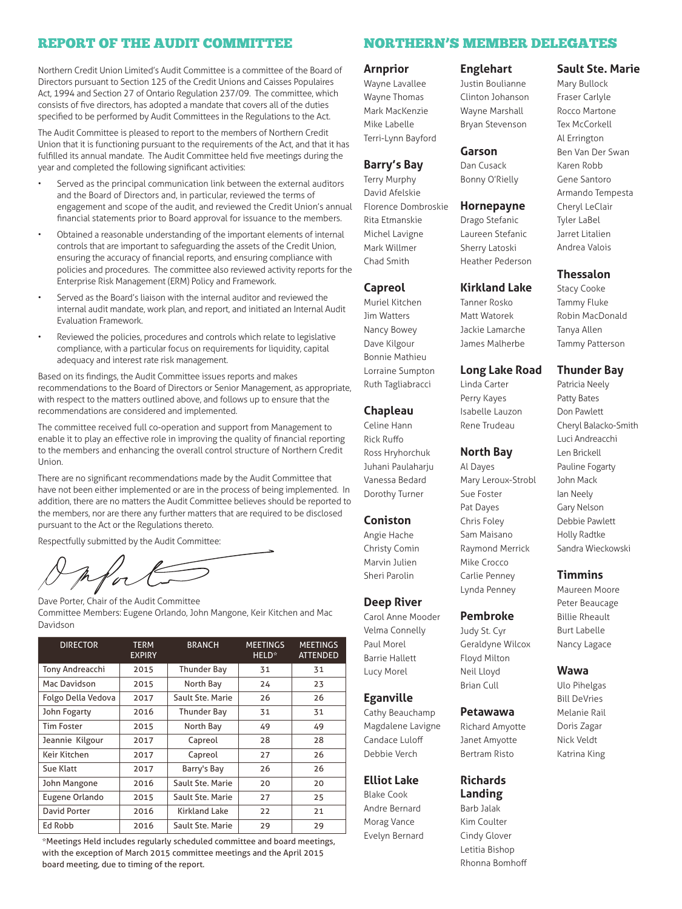## REPORT OF THE AUDIT COMMITTEE

Northern Credit Union Limited's Audit Committee is a committee of the Board of Directors pursuant to Section 125 of the Credit Unions and Caisses Populaires Act, 1994 and Section 27 of Ontario Regulation 237/09. The committee, which consists of five directors, has adopted a mandate that covers all of the duties specified to be performed by Audit Committees in the Regulations to the Act.

The Audit Committee is pleased to report to the members of Northern Credit Union that it is functioning pursuant to the requirements of the Act, and that it has fulfilled its annual mandate. The Audit Committee held five meetings during the year and completed the following significant activities:

- Served as the principal communication link between the external auditors and the Board of Directors and, in particular, reviewed the terms of engagement and scope of the audit, and reviewed the Credit Union's annual financial statements prior to Board approval for issuance to the members.
- Obtained a reasonable understanding of the important elements of internal controls that are important to safeguarding the assets of the Credit Union, ensuring the accuracy of financial reports, and ensuring compliance with policies and procedures. The committee also reviewed activity reports for the Enterprise Risk Management (ERM) Policy and Framework.
- Served as the Board's liaison with the internal auditor and reviewed the internal audit mandate, work plan, and report, and initiated an Internal Audit Evaluation Framework.
- Reviewed the policies, procedures and controls which relate to legislative compliance, with a particular focus on requirements for liquidity, capital adequacy and interest rate risk management.

Based on its findings, the Audit Committee issues reports and makes recommendations to the Board of Directors or Senior Management, as appropriate, with respect to the matters outlined above, and follows up to ensure that the recommendations are considered and implemented.

The committee received full co-operation and support from Management to enable it to play an effective role in improving the quality of financial reporting to the members and enhancing the overall control structure of Northern Credit Union.

There are no significant recommendations made by the Audit Committee that have not been either implemented or are in the process of being implemented. In addition, there are no matters the Audit Committee believes should be reported to the members, nor are there any further matters that are required to be disclosed pursuant to the Act or the Regulations thereto.

Respectfully submitted by the Audit Committee:

Dave Porter, Chair of the Audit Committee
Committee Members: Eugene Orlando, John Mangone, Keir Kitchen and Mac Davidson

| DIRECTOR | TERM EXPIRY | BRANCH | MEETINGS HELD* | MEETINGS ATTENDED |
|---|---|---|---|---|
| Tony Andreacchi | 2015 | Thunder Bay | 31 | 31 |
| Mac Davidson | 2015 | North Bay | 24 | 23 |
| Folgo Della Vedova | 2017 | Sault Ste. Marie | 26 | 26 |
| John Fogarty | 2016 | Thunder Bay | 31 | 31 |
| Tim Foster | 2015 | North Bay | 49 | 49 |
| Jeannie Kilgour | 2017 | Capreol | 28 | 28 |
| Keir Kitchen | 2017 | Capreol | 27 | 26 |
| Sue Klatt | 2017 | Barry's Bay | 26 | 26 |
| John Mangone | 2016 | Sault Ste. Marie | 20 | 20 |
| Eugene Orlando | 2015 | Sault Ste. Marie | 27 | 25 |
| David Porter | 2016 | Kirkland Lake | 22 | 21 |
| Ed Robb | 2016 | Sault Ste. Marie | 29 | 29 |

*Meetings Held includes regularly scheduled committee and board meetings, with the exception of March 2015 committee meetings and the April 2015 board meeting, due to timing of the report.

## NORTHERN'S MEMBER DELEGATES

### Arnprior
Wayne Lavallee
Wayne Thomas
Mark MacKenzie
Mike Labelle
Terri-Lynn Bayford

### Barry's Bay
Terry Murphy
David Afelskie
Florence Dombroskie
Rita Etmanskie
Michel Lavigne
Mark Willmer
Chad Smith

### Capreol
Muriel Kitchen
Jim Watters
Nancy Bowey
Dave Kilgour
Bonnie Mathieu
Lorraine Sumpton
Ruth Tagliabracci

### Chapleau
Celine Hann
Rick Ruffo
Ross Hryhorchuk
Juhani Paulaharju
Vanessa Bedard
Dorothy Turner

### Coniston
Angie Hache
Christy Comin
Marvin Julien
Sheri Parolin

### Deep River
Carol Anne Mooder
Velma Connelly
Paul Morel
Barrie Hallett
Lucy Morel

### Eganville
Cathy Beauchamp
Magdalene Lavigne
Candace Luloff
Debbie Verch

### Elliot Lake
Blake Cook
Andre Bernard
Morag Vance
Evelyn Bernard

### Englehart
Justin Boulianne
Clinton Johanson
Wayne Marshall
Bryan Stevenson

### Garson
Dan Cusack
Bonny O'Rielly

### Hornepayne
Drago Stefanic
Laureen Stefanic
Sherry Latoski
Heather Pederson

### Kirkland Lake
Tanner Rosko
Matt Watorek
Jackie Lamarche
James Malherbe

### Long Lake Road
Linda Carter
Perry Kayes
Isabelle Lauzon
Rene Trudeau

### North Bay
Al Dayes
Mary Leroux-Strobl
Sue Foster
Pat Dayes
Chris Foley
Sam Maisano
Raymond Merrick
Mike Crocco
Carlie Penney
Lynda Penney

### Pembroke
Judy St. Cyr
Geraldyne Wilcox
Floyd Milton
Neil Lloyd
Brian Cull

### Petawawa
Richard Amyotte
Janet Amyotte
Bertram Risto

### Richards Landing
Barb Jalak
Kim Coulter
Cindy Glover
Letitia Bishop
Rhonna Bomhoff

### Sault Ste. Marie
Mary Bullock
Fraser Carlyle
Rocco Martone
Tex McCorkell
Al Errington
Ben Van Der Swan
Karen Robb
Gene Santoro
Armando Tempesta
Cheryl LeClair
Tyler LaBel
Jarret Litalien
Andrea Valois

### Thessalon
Stacy Cooke
Tammy Fluke
Robin MacDonald
Tanya Allen
Tammy Patterson

### Thunder Bay
Patricia Neely
Patty Bates
Don Pawlett
Cheryl Balacko-Smith
Luci Andreacchi
Len Brickell
Pauline Fogarty
John Mack
Ian Neely
Gary Nelson
Debbie Pawlett
Holly Radtke
Sandra Wieckowski

### Timmins
Maureen Moore
Peter Beaucage
Billie Rheault
Burt Labelle
Nancy Lagace

### Wawa
Ulo Pihelgas
Bill DeVries
Melanie Rail
Doris Zagar
Nick Veldt
Katrina King